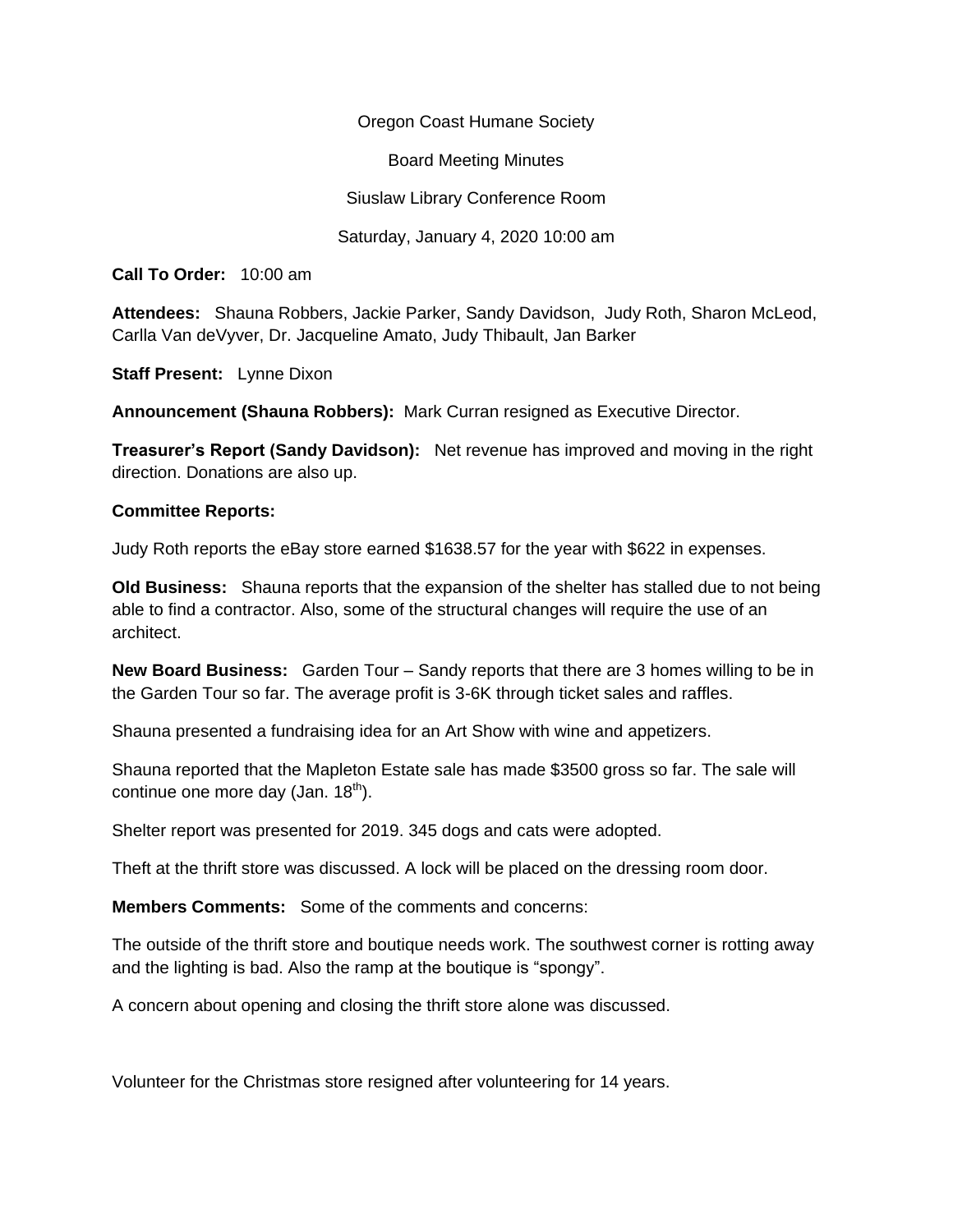Oregon Coast Humane Society

Board Meeting Minutes

Siuslaw Library Conference Room

Saturday, January 4, 2020 10:00 am

**Call To Order:** 10:00 am

**Attendees:** Shauna Robbers, Jackie Parker, Sandy Davidson, Judy Roth, Sharon McLeod, Carlla Van deVyver, Dr. Jacqueline Amato, Judy Thibault, Jan Barker

**Staff Present:** Lynne Dixon

**Announcement (Shauna Robbers):** Mark Curran resigned as Executive Director.

**Treasurer's Report (Sandy Davidson):** Net revenue has improved and moving in the right direction. Donations are also up.

**Committee Reports:**

Judy Roth reports the eBay store earned $1638.57 for the year with $622 in expenses.

**Old Business:** Shauna reports that the expansion of the shelter has stalled due to not being able to find a contractor. Also, some of the structural changes will require the use of an architect.

**New Board Business:** Garden Tour – Sandy reports that there are 3 homes willing to be in the Garden Tour so far. The average profit is 3-6K through ticket sales and raffles.

Shauna presented a fundraising idea for an Art Show with wine and appetizers.

Shauna reported that the Mapleton Estate sale has made $3500 gross so far. The sale will continue one more day (Jan. 18th).

Shelter report was presented for 2019. 345 dogs and cats were adopted.

Theft at the thrift store was discussed. A lock will be placed on the dressing room door.

**Members Comments:** Some of the comments and concerns:

The outside of the thrift store and boutique needs work. The southwest corner is rotting away and the lighting is bad. Also the ramp at the boutique is "spongy".

A concern about opening and closing the thrift store alone was discussed.

Volunteer for the Christmas store resigned after volunteering for 14 years.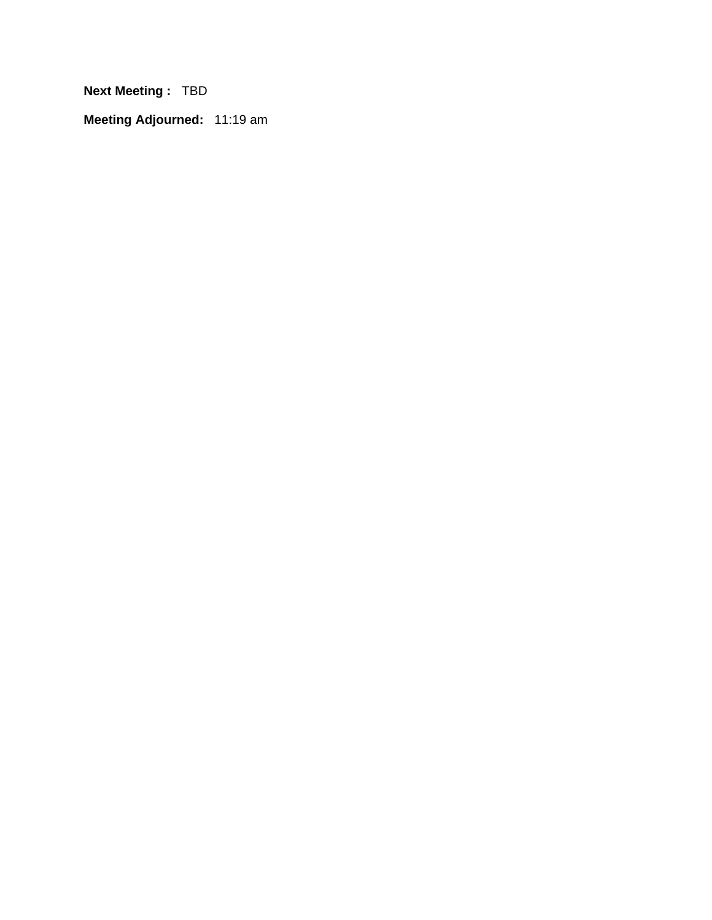**Next Meeting :** TBD

**Meeting Adjourned:** 11:19 am